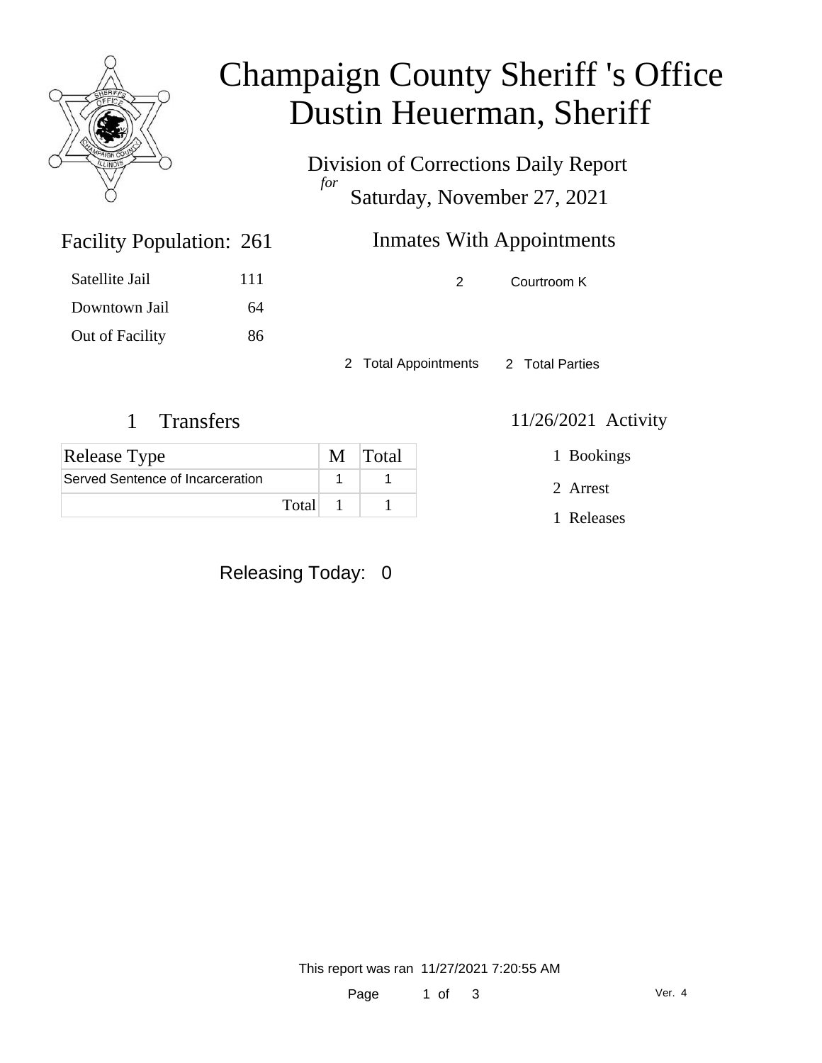# Champaign County Sheriff 's Office
# Dustin Heuerman, Sheriff

Division of Corrections Daily Report

*for*

Saturday, November 27, 2021

## Facility Population: 261

| | |
|---|---|
| Satellite Jail | 111 |
| Downtown Jail | 64 |
| Out of Facility | 86 |

## Inmates With Appointments

| | |
|---|---|
| 2 | Courtroom K |

2 Total Appointments 2 Total Parties

## 1 Transfers

| Release Type | M | Total |
|---|---|---|
| Served Sentence of Incarceration | 1 | 1 |
| Total | 1 | 1 |

## 11/26/2021 Activity

1 Bookings

2 Arrest

1 Releases

Releasing Today: 0

This report was ran 11/27/2021 7:20:55 AM

Ver. 4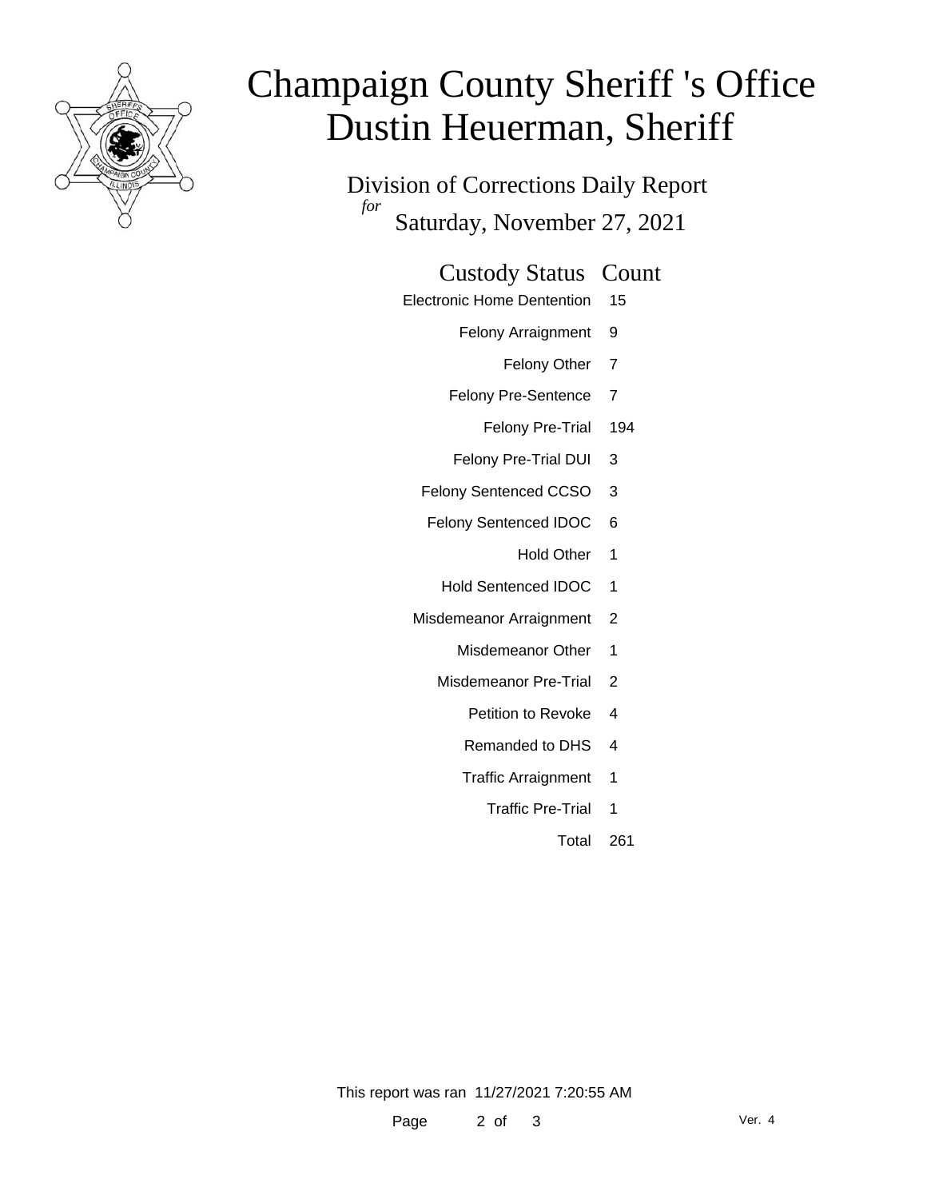# Champaign County Sheriff 's Office
# Dustin Heuerman, Sheriff

## Division of Corrections Daily Report

*for* Saturday, November 27, 2021

| Custody Status | Count |
|---|---|
| Electronic Home Dentention | 15 |
| Felony Arraignment | 9 |
| Felony Other | 7 |
| Felony Pre-Sentence | 7 |
| Felony Pre-Trial | 194 |
| Felony Pre-Trial DUI | 3 |
| Felony Sentenced CCSO | 3 |
| Felony Sentenced IDOC | 6 |
| Hold Other | 1 |
| Hold Sentenced IDOC | 1 |
| Misdemeanor Arraignment | 2 |
| Misdemeanor Other | 1 |
| Misdemeanor Pre-Trial | 2 |
| Petition to Revoke | 4 |
| Remanded to DHS | 4 |
| Traffic Arraignment | 1 |
| Traffic Pre-Trial | 1 |
| Total | 261 |

This report was ran 11/27/2021 7:20:55 AM

Ver. 4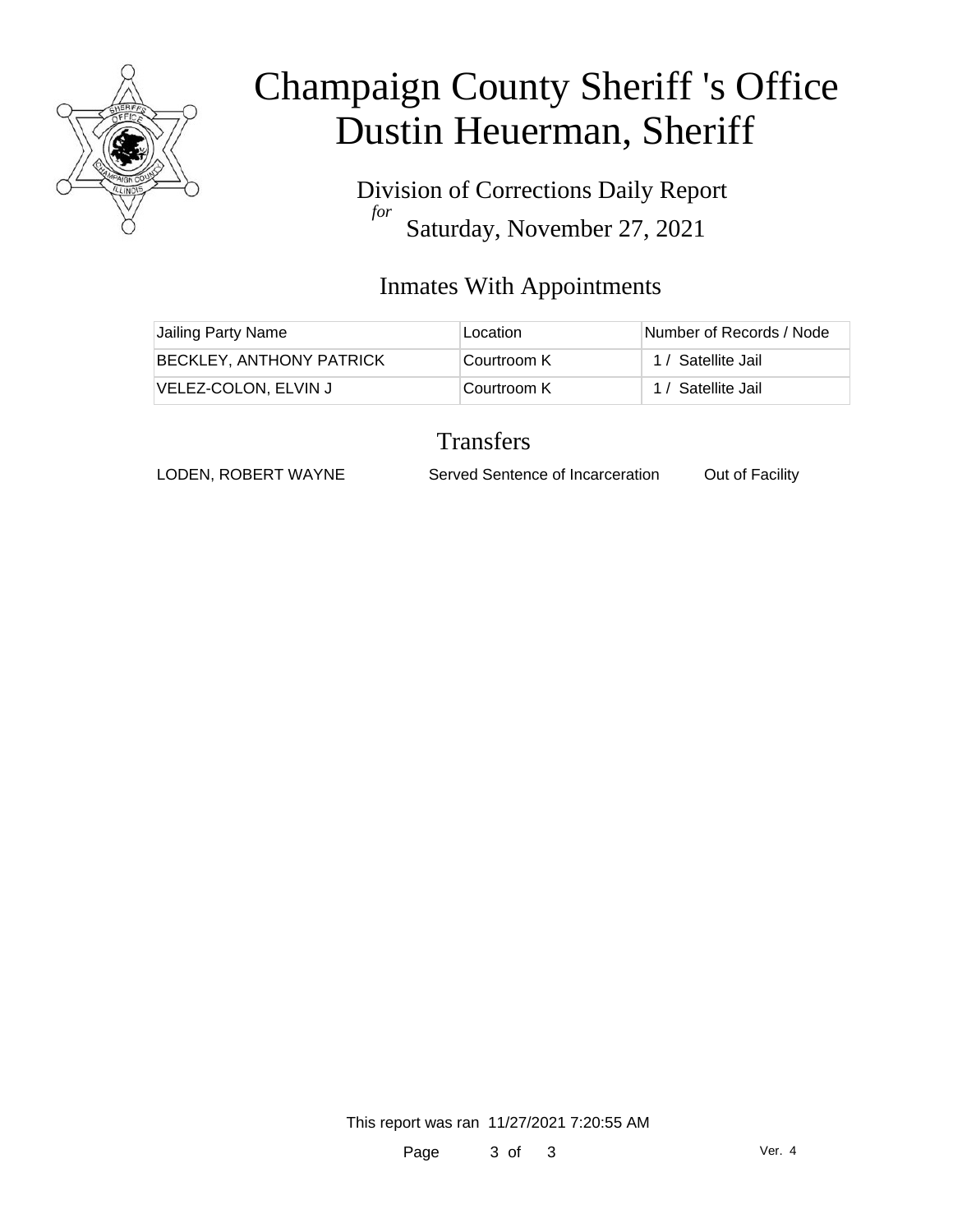# Champaign County Sheriff 's Office
# Dustin Heuerman, Sheriff

Division of Corrections Daily Report
*for*
Saturday, November 27, 2021

## Inmates With Appointments

| Jailing Party Name | Location | Number of Records / Node |
| --- | --- | --- |
| BECKLEY, ANTHONY PATRICK | Courtroom K | 1 / Satellite Jail |
| VELEZ-COLON, ELVIN J | Courtroom K | 1 / Satellite Jail |

## Transfers

| | | |
| --- | --- | --- |
| LODEN, ROBERT WAYNE | Served Sentence of Incarceration | Out of Facility |

This report was ran 11/27/2021 7:20:55 AM

Ver. 4